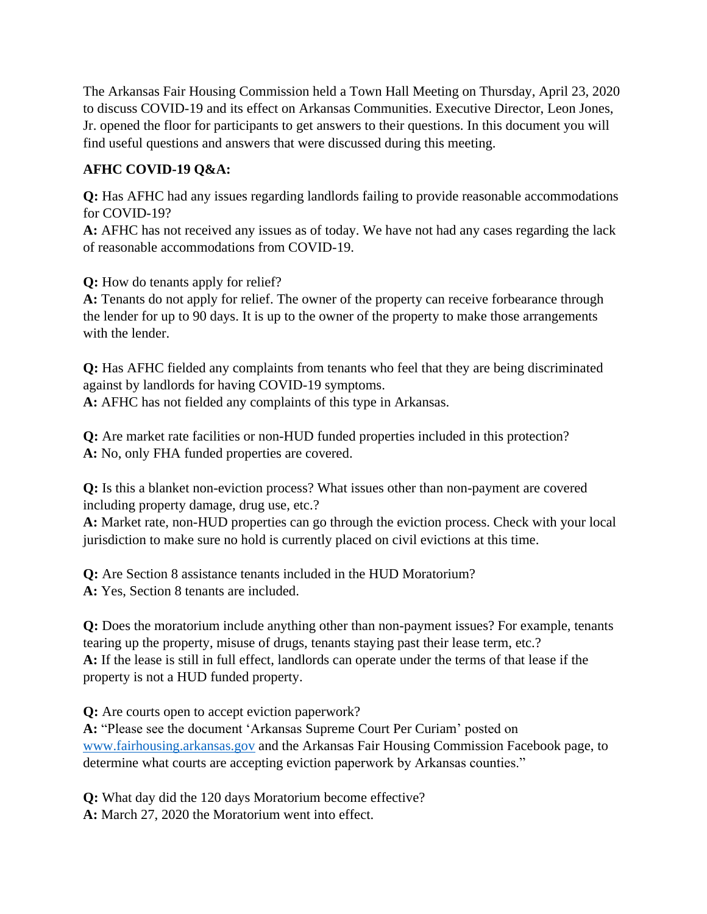The Arkansas Fair Housing Commission held a Town Hall Meeting on Thursday, April 23, 2020 to discuss COVID-19 and its effect on Arkansas Communities. Executive Director, Leon Jones, Jr. opened the floor for participants to get answers to their questions. In this document you will find useful questions and answers that were discussed during this meeting.

**AFHC COVID-19 Q&A:**

**Q:** Has AFHC had any issues regarding landlords failing to provide reasonable accommodations for COVID-19?
**A:** AFHC has not received any issues as of today. We have not had any cases regarding the lack of reasonable accommodations from COVID-19.

**Q:** How do tenants apply for relief?
**A:** Tenants do not apply for relief. The owner of the property can receive forbearance through the lender for up to 90 days. It is up to the owner of the property to make those arrangements with the lender.

**Q:** Has AFHC fielded any complaints from tenants who feel that they are being discriminated against by landlords for having COVID-19 symptoms.
**A:** AFHC has not fielded any complaints of this type in Arkansas.

**Q:** Are market rate facilities or non-HUD funded properties included in this protection?
**A:** No, only FHA funded properties are covered.

**Q:** Is this a blanket non-eviction process? What issues other than non-payment are covered including property damage, drug use, etc.?
**A:** Market rate, non-HUD properties can go through the eviction process. Check with your local jurisdiction to make sure no hold is currently placed on civil evictions at this time.

**Q:** Are Section 8 assistance tenants included in the HUD Moratorium?
**A:** Yes, Section 8 tenants are included.

**Q:** Does the moratorium include anything other than non-payment issues? For example, tenants tearing up the property, misuse of drugs, tenants staying past their lease term, etc.?
**A:** If the lease is still in full effect, landlords can operate under the terms of that lease if the property is not a HUD funded property.

**Q:** Are courts open to accept eviction paperwork?
**A:** "Please see the document 'Arkansas Supreme Court Per Curiam' posted on [www.fairhousing.arkansas.gov](http://www.fairhousing.arkansas.gov) and the Arkansas Fair Housing Commission Facebook page, to determine what courts are accepting eviction paperwork by Arkansas counties."

**Q:** What day did the 120 days Moratorium become effective?
**A:** March 27, 2020 the Moratorium went into effect.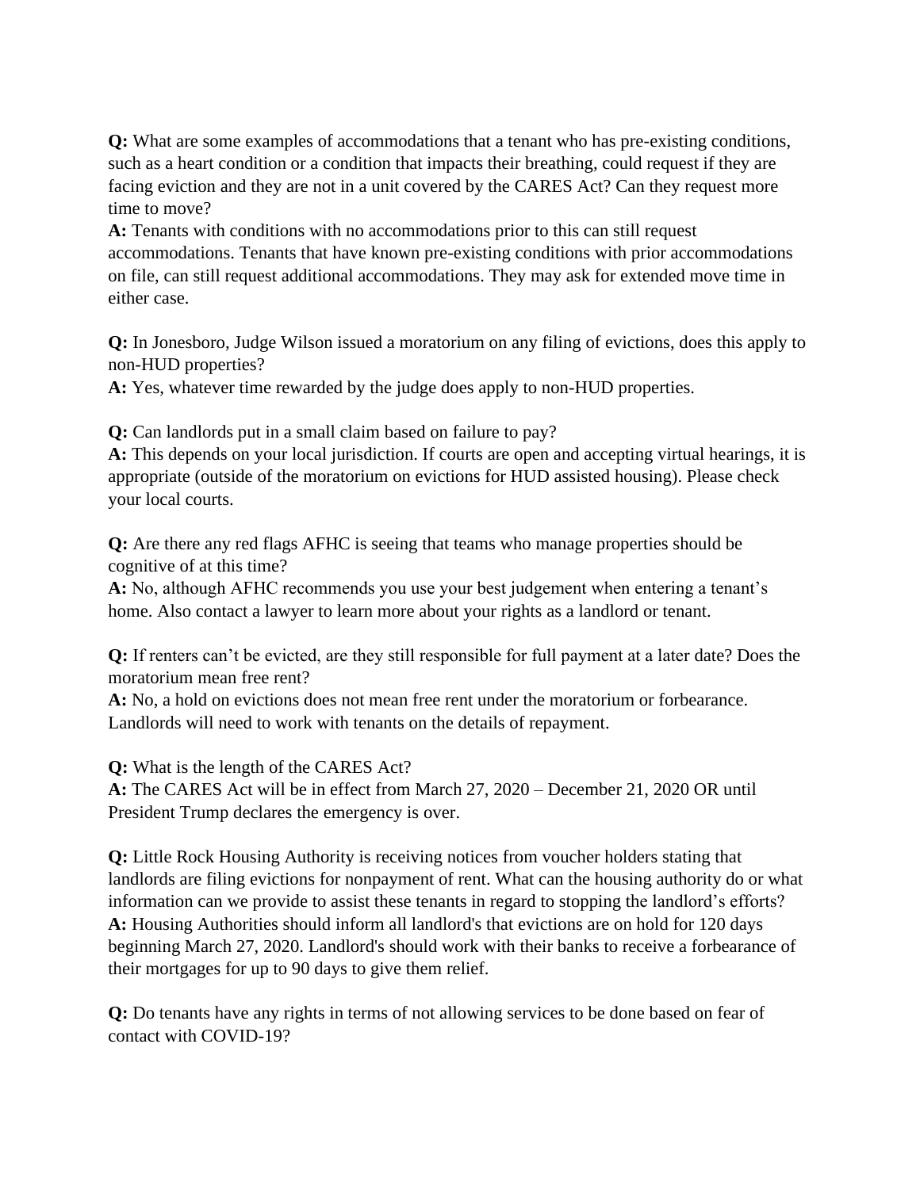**Q:** What are some examples of accommodations that a tenant who has pre-existing conditions, such as a heart condition or a condition that impacts their breathing, could request if they are facing eviction and they are not in a unit covered by the CARES Act? Can they request more time to move?
**A:** Tenants with conditions with no accommodations prior to this can still request accommodations. Tenants that have known pre-existing conditions with prior accommodations on file, can still request additional accommodations. They may ask for extended move time in either case.

**Q:** In Jonesboro, Judge Wilson issued a moratorium on any filing of evictions, does this apply to non-HUD properties?
**A:** Yes, whatever time rewarded by the judge does apply to non-HUD properties.

**Q:** Can landlords put in a small claim based on failure to pay?
**A:** This depends on your local jurisdiction. If courts are open and accepting virtual hearings, it is appropriate (outside of the moratorium on evictions for HUD assisted housing). Please check your local courts.

**Q:** Are there any red flags AFHC is seeing that teams who manage properties should be cognitive of at this time?
**A:** No, although AFHC recommends you use your best judgement when entering a tenant's home. Also contact a lawyer to learn more about your rights as a landlord or tenant.

**Q:** If renters can't be evicted, are they still responsible for full payment at a later date? Does the moratorium mean free rent?
**A:** No, a hold on evictions does not mean free rent under the moratorium or forbearance. Landlords will need to work with tenants on the details of repayment.

**Q:** What is the length of the CARES Act?
**A:** The CARES Act will be in effect from March 27, 2020 – December 21, 2020 OR until President Trump declares the emergency is over.

**Q:** Little Rock Housing Authority is receiving notices from voucher holders stating that landlords are filing evictions for nonpayment of rent. What can the housing authority do or what information can we provide to assist these tenants in regard to stopping the landlord's efforts?
**A:** Housing Authorities should inform all landlord's that evictions are on hold for 120 days beginning March 27, 2020. Landlord's should work with their banks to receive a forbearance of their mortgages for up to 90 days to give them relief.

**Q:** Do tenants have any rights in terms of not allowing services to be done based on fear of contact with COVID-19?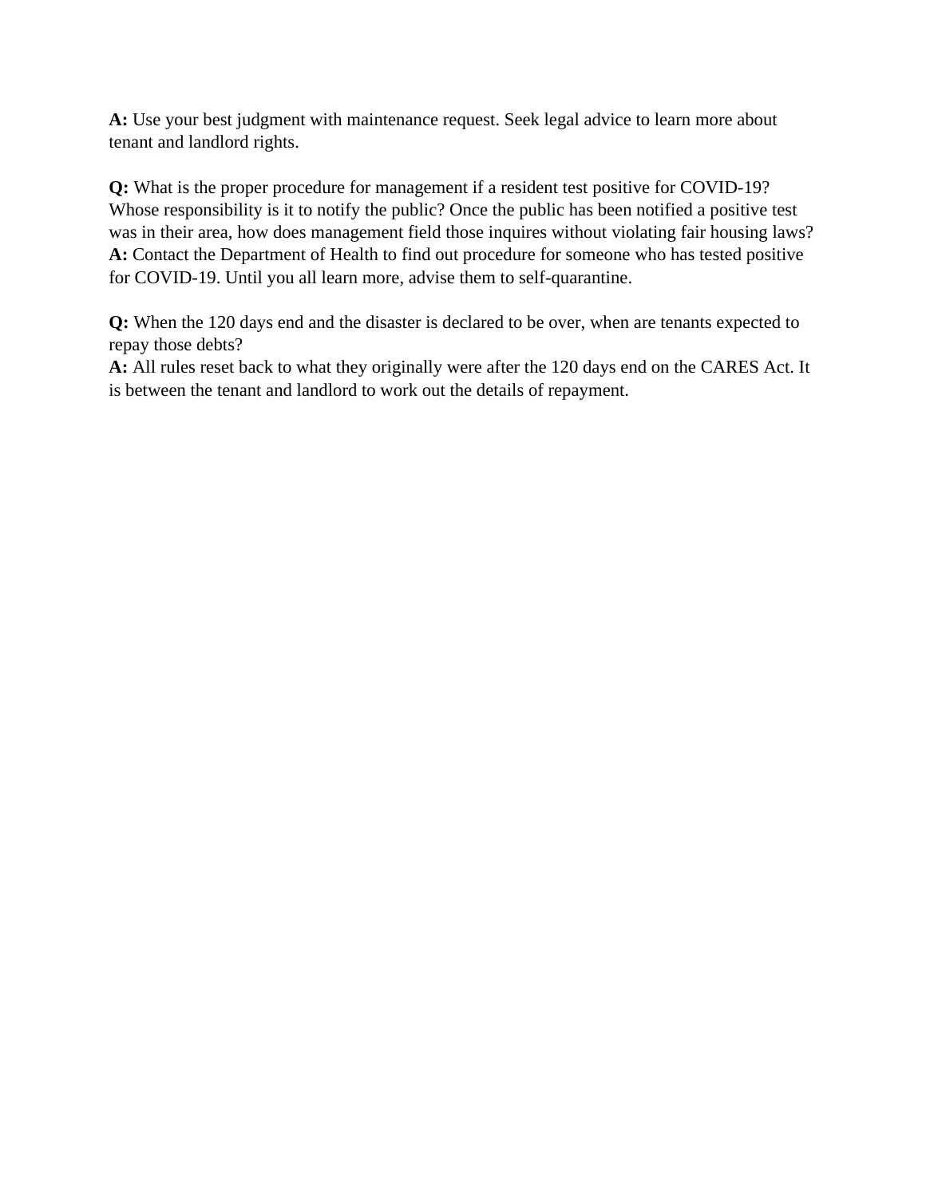**A:** Use your best judgment with maintenance request. Seek legal advice to learn more about tenant and landlord rights.

**Q:** What is the proper procedure for management if a resident test positive for COVID-19? Whose responsibility is it to notify the public? Once the public has been notified a positive test was in their area, how does management field those inquires without violating fair housing laws?
**A:** Contact the Department of Health to find out procedure for someone who has tested positive for COVID-19. Until you all learn more, advise them to self-quarantine.

**Q:** When the 120 days end and the disaster is declared to be over, when are tenants expected to repay those debts?
**A:** All rules reset back to what they originally were after the 120 days end on the CARES Act. It is between the tenant and landlord to work out the details of repayment.